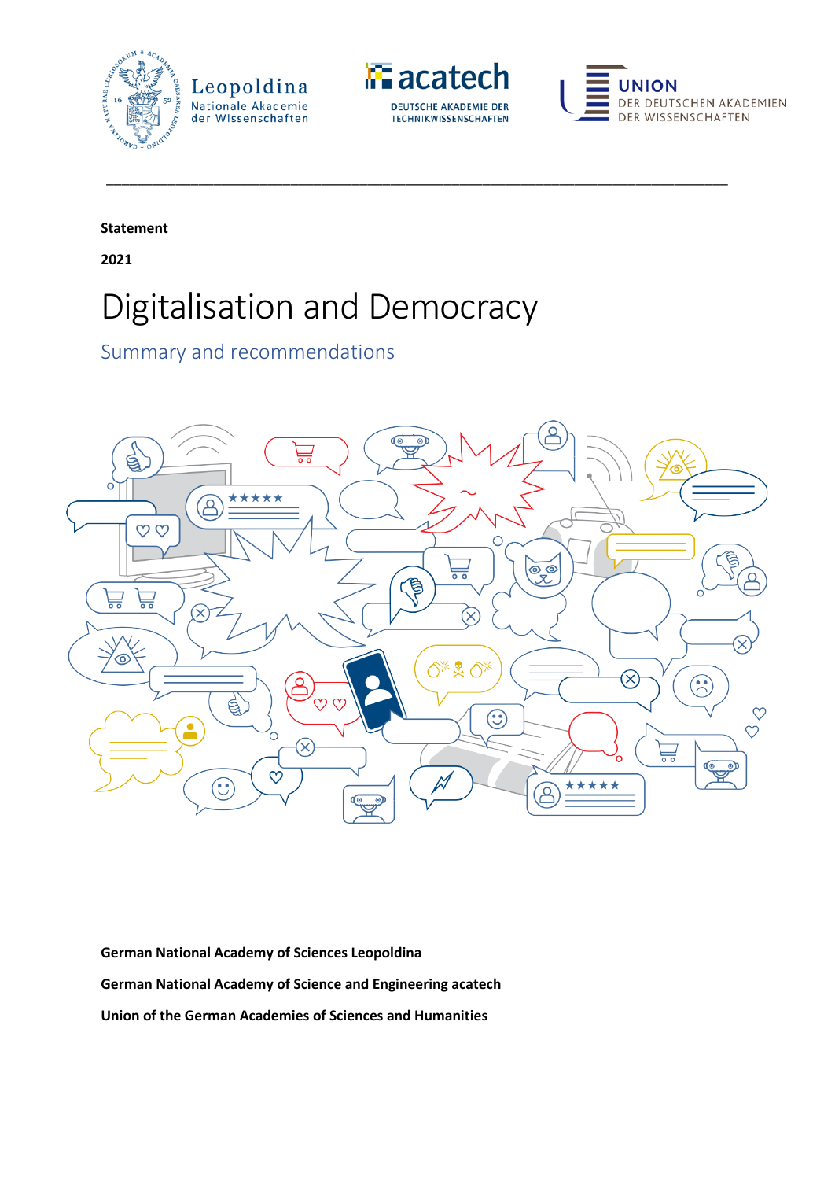**Statement**

**2021**

# Digitalisation and Democracy

## Summary and recommendations

**German National Academy of Sciences Leopoldina**

**German National Academy of Science and Engineering acatech**

**Union of the German Academies of Sciences and Humanities**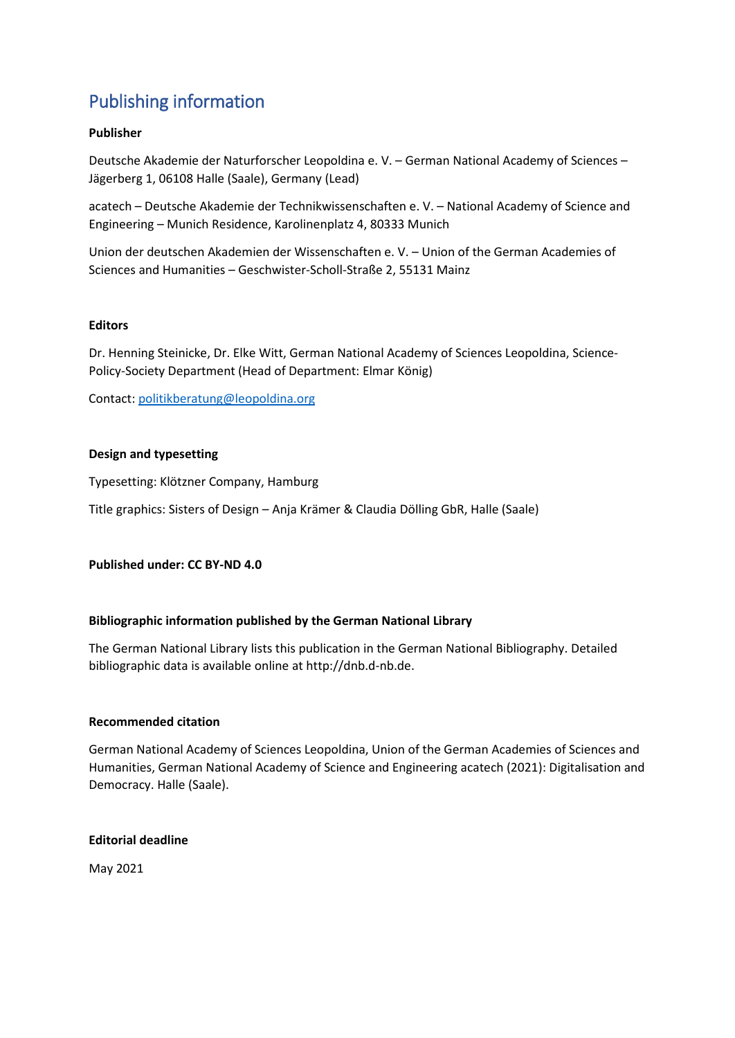# Publishing information

**Publisher**

Deutsche Akademie der Naturforscher Leopoldina e. V. – German National Academy of Sciences – Jägerberg 1, 06108 Halle (Saale), Germany (Lead)

acatech – Deutsche Akademie der Technikwissenschaften e. V. – National Academy of Science and Engineering – Munich Residence, Karolinenplatz 4, 80333 Munich

Union der deutschen Akademien der Wissenschaften e. V. – Union of the German Academies of Sciences and Humanities – Geschwister-Scholl-Straße 2, 55131 Mainz

**Editors**

Dr. Henning Steinicke, Dr. Elke Witt, German National Academy of Sciences Leopoldina, Science-Policy-Society Department (Head of Department: Elmar König)

Contact: [politikberatung@leopoldina.org](mailto:politikberatung@leopoldina.org)

**Design and typesetting**

Typesetting: Klötzner Company, Hamburg

Title graphics: Sisters of Design – Anja Krämer & Claudia Dölling GbR, Halle (Saale)

**Published under: CC BY-ND 4.0**

**Bibliographic information published by the German National Library**

The German National Library lists this publication in the German National Bibliography. Detailed bibliographic data is available online at http://dnb.d-nb.de.

**Recommended citation**

German National Academy of Sciences Leopoldina, Union of the German Academies of Sciences and Humanities, German National Academy of Science and Engineering acatech (2021): Digitalisation and Democracy. Halle (Saale).

**Editorial deadline**

May 2021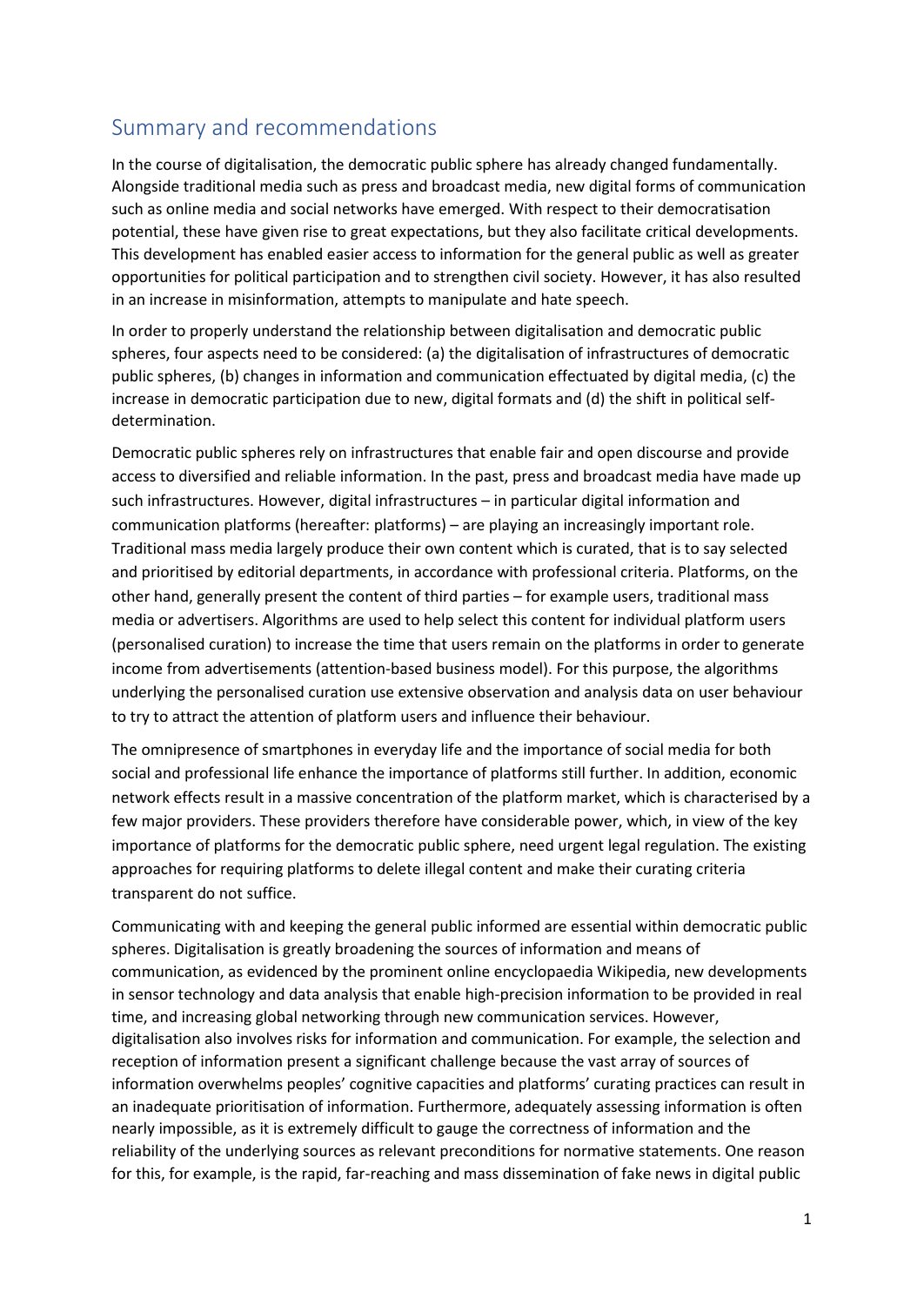## Summary and recommendations

In the course of digitalisation, the democratic public sphere has already changed fundamentally. Alongside traditional media such as press and broadcast media, new digital forms of communication such as online media and social networks have emerged. With respect to their democratisation potential, these have given rise to great expectations, but they also facilitate critical developments. This development has enabled easier access to information for the general public as well as greater opportunities for political participation and to strengthen civil society. However, it has also resulted in an increase in misinformation, attempts to manipulate and hate speech.

In order to properly understand the relationship between digitalisation and democratic public spheres, four aspects need to be considered: (a) the digitalisation of infrastructures of democratic public spheres, (b) changes in information and communication effectuated by digital media, (c) the increase in democratic participation due to new, digital formats and (d) the shift in political self-determination.

Democratic public spheres rely on infrastructures that enable fair and open discourse and provide access to diversified and reliable information. In the past, press and broadcast media have made up such infrastructures. However, digital infrastructures – in particular digital information and communication platforms (hereafter: platforms) – are playing an increasingly important role. Traditional mass media largely produce their own content which is curated, that is to say selected and prioritised by editorial departments, in accordance with professional criteria. Platforms, on the other hand, generally present the content of third parties – for example users, traditional mass media or advertisers. Algorithms are used to help select this content for individual platform users (personalised curation) to increase the time that users remain on the platforms in order to generate income from advertisements (attention-based business model). For this purpose, the algorithms underlying the personalised curation use extensive observation and analysis data on user behaviour to try to attract the attention of platform users and influence their behaviour.

The omnipresence of smartphones in everyday life and the importance of social media for both social and professional life enhance the importance of platforms still further. In addition, economic network effects result in a massive concentration of the platform market, which is characterised by a few major providers. These providers therefore have considerable power, which, in view of the key importance of platforms for the democratic public sphere, need urgent legal regulation. The existing approaches for requiring platforms to delete illegal content and make their curating criteria transparent do not suffice.

Communicating with and keeping the general public informed are essential within democratic public spheres. Digitalisation is greatly broadening the sources of information and means of communication, as evidenced by the prominent online encyclopaedia Wikipedia, new developments in sensor technology and data analysis that enable high-precision information to be provided in real time, and increasing global networking through new communication services. However, digitalisation also involves risks for information and communication. For example, the selection and reception of information present a significant challenge because the vast array of sources of information overwhelms peoples' cognitive capacities and platforms' curating practices can result in an inadequate prioritisation of information. Furthermore, adequately assessing information is often nearly impossible, as it is extremely difficult to gauge the correctness of information and the reliability of the underlying sources as relevant preconditions for normative statements. One reason for this, for example, is the rapid, far-reaching and mass dissemination of fake news in digital public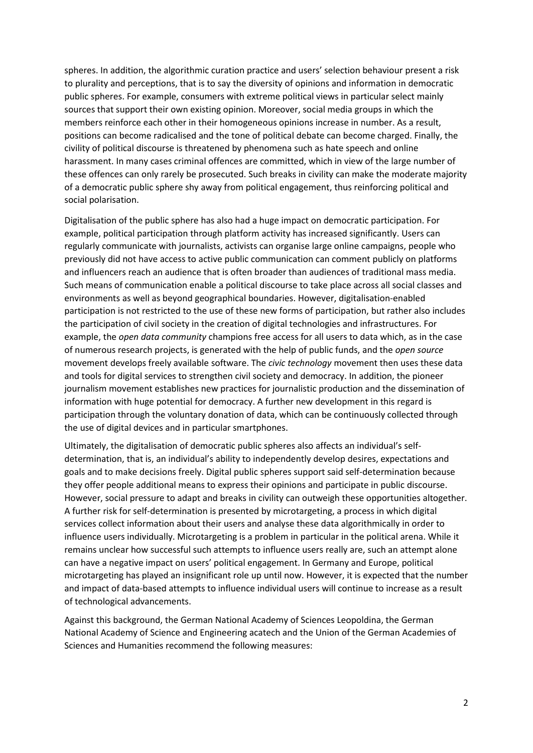spheres. In addition, the algorithmic curation practice and users' selection behaviour present a risk to plurality and perceptions, that is to say the diversity of opinions and information in democratic public spheres. For example, consumers with extreme political views in particular select mainly sources that support their own existing opinion. Moreover, social media groups in which the members reinforce each other in their homogeneous opinions increase in number. As a result, positions can become radicalised and the tone of political debate can become charged. Finally, the civility of political discourse is threatened by phenomena such as hate speech and online harassment. In many cases criminal offences are committed, which in view of the large number of these offences can only rarely be prosecuted. Such breaks in civility can make the moderate majority of a democratic public sphere shy away from political engagement, thus reinforcing political and social polarisation.

Digitalisation of the public sphere has also had a huge impact on democratic participation. For example, political participation through platform activity has increased significantly. Users can regularly communicate with journalists, activists can organise large online campaigns, people who previously did not have access to active public communication can comment publicly on platforms and influencers reach an audience that is often broader than audiences of traditional mass media. Such means of communication enable a political discourse to take place across all social classes and environments as well as beyond geographical boundaries. However, digitalisation-enabled participation is not restricted to the use of these new forms of participation, but rather also includes the participation of civil society in the creation of digital technologies and infrastructures. For example, the *open data community* champions free access for all users to data which, as in the case of numerous research projects, is generated with the help of public funds, and the *open source* movement develops freely available software. The *civic technology* movement then uses these data and tools for digital services to strengthen civil society and democracy. In addition, the pioneer journalism movement establishes new practices for journalistic production and the dissemination of information with huge potential for democracy. A further new development in this regard is participation through the voluntary donation of data, which can be continuously collected through the use of digital devices and in particular smartphones.

Ultimately, the digitalisation of democratic public spheres also affects an individual's self-determination, that is, an individual's ability to independently develop desires, expectations and goals and to make decisions freely. Digital public spheres support said self-determination because they offer people additional means to express their opinions and participate in public discourse. However, social pressure to adapt and breaks in civility can outweigh these opportunities altogether. A further risk for self-determination is presented by microtargeting, a process in which digital services collect information about their users and analyse these data algorithmically in order to influence users individually. Microtargeting is a problem in particular in the political arena. While it remains unclear how successful such attempts to influence users really are, such an attempt alone can have a negative impact on users' political engagement. In Germany and Europe, political microtargeting has played an insignificant role up until now. However, it is expected that the number and impact of data-based attempts to influence individual users will continue to increase as a result of technological advancements.

Against this background, the German National Academy of Sciences Leopoldina, the German National Academy of Science and Engineering acatech and the Union of the German Academies of Sciences and Humanities recommend the following measures: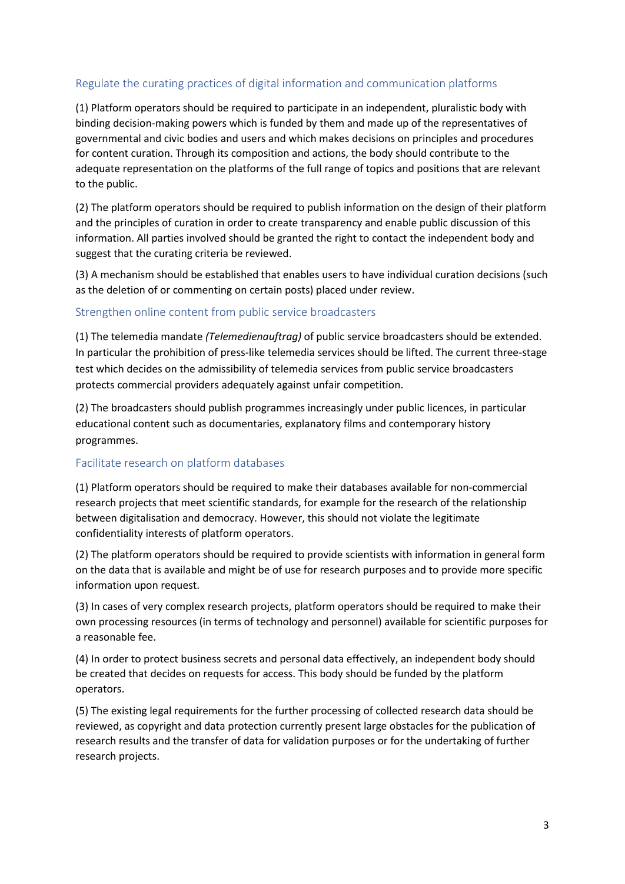### Regulate the curating practices of digital information and communication platforms

(1) Platform operators should be required to participate in an independent, pluralistic body with binding decision-making powers which is funded by them and made up of the representatives of governmental and civic bodies and users and which makes decisions on principles and procedures for content curation. Through its composition and actions, the body should contribute to the adequate representation on the platforms of the full range of topics and positions that are relevant to the public.

(2) The platform operators should be required to publish information on the design of their platform and the principles of curation in order to create transparency and enable public discussion of this information. All parties involved should be granted the right to contact the independent body and suggest that the curating criteria be reviewed.

(3) A mechanism should be established that enables users to have individual curation decisions (such as the deletion of or commenting on certain posts) placed under review.

### Strengthen online content from public service broadcasters

(1) The telemedia mandate *(Telemedienauftrag)* of public service broadcasters should be extended. In particular the prohibition of press-like telemedia services should be lifted. The current three-stage test which decides on the admissibility of telemedia services from public service broadcasters protects commercial providers adequately against unfair competition.

(2) The broadcasters should publish programmes increasingly under public licences, in particular educational content such as documentaries, explanatory films and contemporary history programmes.

### Facilitate research on platform databases

(1) Platform operators should be required to make their databases available for non-commercial research projects that meet scientific standards, for example for the research of the relationship between digitalisation and democracy. However, this should not violate the legitimate confidentiality interests of platform operators.

(2) The platform operators should be required to provide scientists with information in general form on the data that is available and might be of use for research purposes and to provide more specific information upon request.

(3) In cases of very complex research projects, platform operators should be required to make their own processing resources (in terms of technology and personnel) available for scientific purposes for a reasonable fee.

(4) In order to protect business secrets and personal data effectively, an independent body should be created that decides on requests for access. This body should be funded by the platform operators.

(5) The existing legal requirements for the further processing of collected research data should be reviewed, as copyright and data protection currently present large obstacles for the publication of research results and the transfer of data for validation purposes or for the undertaking of further research projects.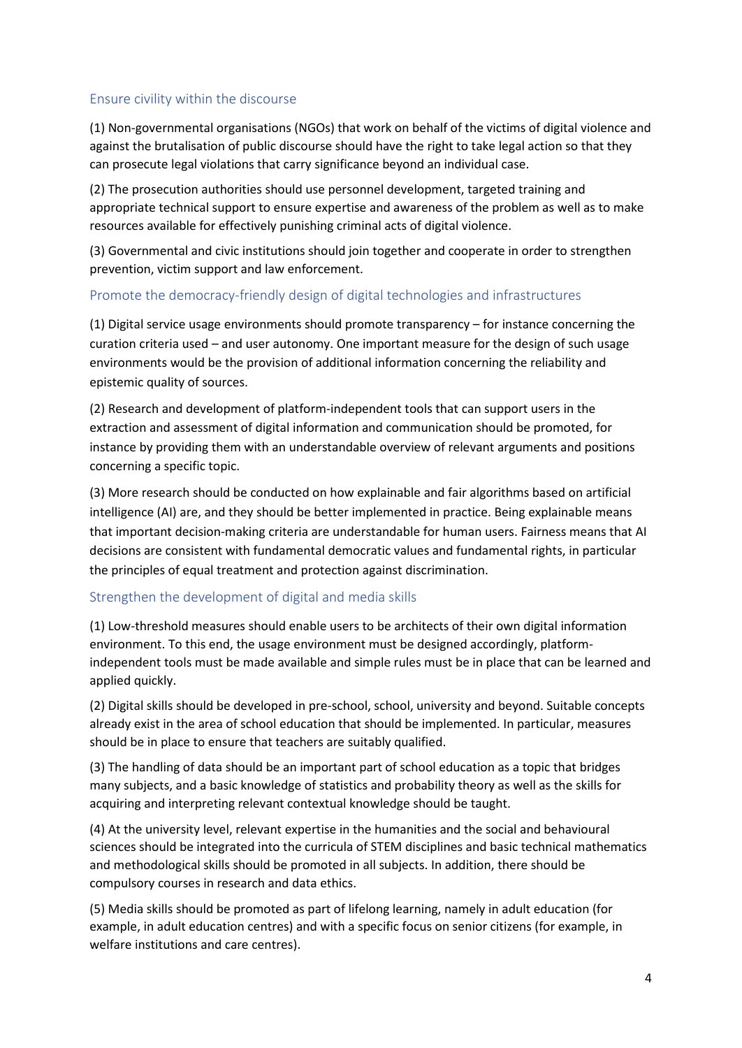## Ensure civility within the discourse

(1) Non-governmental organisations (NGOs) that work on behalf of the victims of digital violence and against the brutalisation of public discourse should have the right to take legal action so that they can prosecute legal violations that carry significance beyond an individual case.

(2) The prosecution authorities should use personnel development, targeted training and appropriate technical support to ensure expertise and awareness of the problem as well as to make resources available for effectively punishing criminal acts of digital violence.

(3) Governmental and civic institutions should join together and cooperate in order to strengthen prevention, victim support and law enforcement.

## Promote the democracy-friendly design of digital technologies and infrastructures

(1) Digital service usage environments should promote transparency – for instance concerning the curation criteria used – and user autonomy. One important measure for the design of such usage environments would be the provision of additional information concerning the reliability and epistemic quality of sources.

(2) Research and development of platform-independent tools that can support users in the extraction and assessment of digital information and communication should be promoted, for instance by providing them with an understandable overview of relevant arguments and positions concerning a specific topic.

(3) More research should be conducted on how explainable and fair algorithms based on artificial intelligence (AI) are, and they should be better implemented in practice. Being explainable means that important decision-making criteria are understandable for human users. Fairness means that AI decisions are consistent with fundamental democratic values and fundamental rights, in particular the principles of equal treatment and protection against discrimination.

## Strengthen the development of digital and media skills

(1) Low-threshold measures should enable users to be architects of their own digital information environment. To this end, the usage environment must be designed accordingly, platform-independent tools must be made available and simple rules must be in place that can be learned and applied quickly.

(2) Digital skills should be developed in pre-school, school, university and beyond. Suitable concepts already exist in the area of school education that should be implemented. In particular, measures should be in place to ensure that teachers are suitably qualified.

(3) The handling of data should be an important part of school education as a topic that bridges many subjects, and a basic knowledge of statistics and probability theory as well as the skills for acquiring and interpreting relevant contextual knowledge should be taught.

(4) At the university level, relevant expertise in the humanities and the social and behavioural sciences should be integrated into the curricula of STEM disciplines and basic technical mathematics and methodological skills should be promoted in all subjects. In addition, there should be compulsory courses in research and data ethics.

(5) Media skills should be promoted as part of lifelong learning, namely in adult education (for example, in adult education centres) and with a specific focus on senior citizens (for example, in welfare institutions and care centres).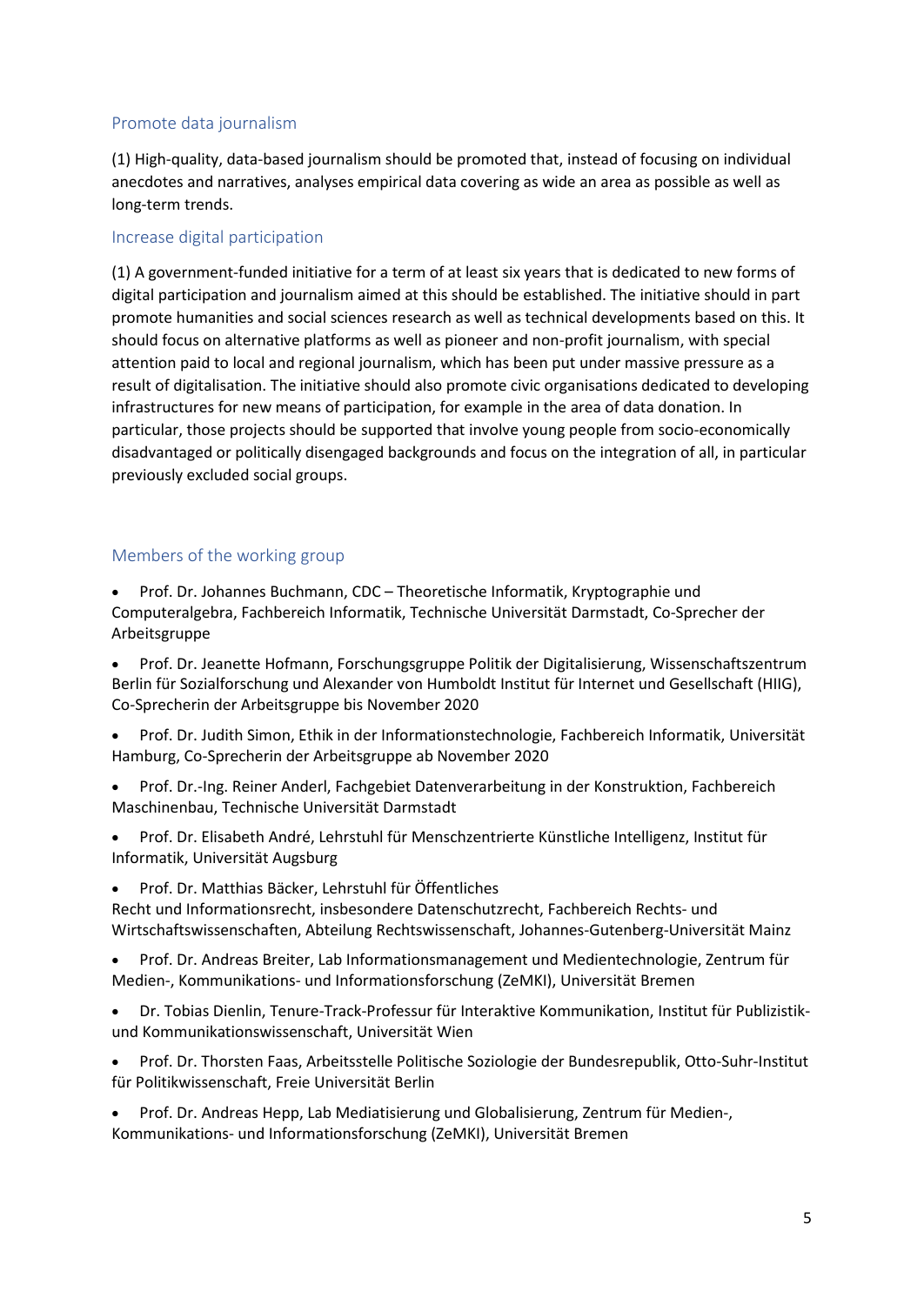## Promote data journalism

(1) High-quality, data-based journalism should be promoted that, instead of focusing on individual anecdotes and narratives, analyses empirical data covering as wide an area as possible as well as long-term trends.

## Increase digital participation

(1) A government-funded initiative for a term of at least six years that is dedicated to new forms of digital participation and journalism aimed at this should be established. The initiative should in part promote humanities and social sciences research as well as technical developments based on this. It should focus on alternative platforms as well as pioneer and non-profit journalism, with special attention paid to local and regional journalism, which has been put under massive pressure as a result of digitalisation. The initiative should also promote civic organisations dedicated to developing infrastructures for new means of participation, for example in the area of data donation. In particular, those projects should be supported that involve young people from socio-economically disadvantaged or politically disengaged backgrounds and focus on the integration of all, in particular previously excluded social groups.

## Members of the working group

- Prof. Dr. Johannes Buchmann, CDC – Theoretische Informatik, Kryptographie und Computeralgebra, Fachbereich Informatik, Technische Universität Darmstadt, Co-Sprecher der Arbeitsgruppe
- Prof. Dr. Jeanette Hofmann, Forschungsgruppe Politik der Digitalisierung, Wissenschaftszentrum Berlin für Sozialforschung und Alexander von Humboldt Institut für Internet und Gesellschaft (HIIG), Co-Sprecherin der Arbeitsgruppe bis November 2020
- Prof. Dr. Judith Simon, Ethik in der Informationstechnologie, Fachbereich Informatik, Universität Hamburg, Co-Sprecherin der Arbeitsgruppe ab November 2020
- Prof. Dr.-Ing. Reiner Anderl, Fachgebiet Datenverarbeitung in der Konstruktion, Fachbereich Maschinenbau, Technische Universität Darmstadt
- Prof. Dr. Elisabeth André, Lehrstuhl für Menschzentrierte Künstliche Intelligenz, Institut für Informatik, Universität Augsburg
- Prof. Dr. Matthias Bäcker, Lehrstuhl für Öffentliches Recht und Informationsrecht, insbesondere Datenschutzrecht, Fachbereich Rechts- und Wirtschaftswissenschaften, Abteilung Rechtswissenschaft, Johannes-Gutenberg-Universität Mainz
- Prof. Dr. Andreas Breiter, Lab Informationsmanagement und Medientechnologie, Zentrum für Medien-, Kommunikations- und Informationsforschung (ZeMKI), Universität Bremen
- Dr. Tobias Dienlin, Tenure-Track-Professur für Interaktive Kommunikation, Institut für Publizistik- und Kommunikationswissenschaft, Universität Wien
- Prof. Dr. Thorsten Faas, Arbeitsstelle Politische Soziologie der Bundesrepublik, Otto-Suhr-Institut für Politikwissenschaft, Freie Universität Berlin
- Prof. Dr. Andreas Hepp, Lab Mediatisierung und Globalisierung, Zentrum für Medien-, Kommunikations- und Informationsforschung (ZeMKI), Universität Bremen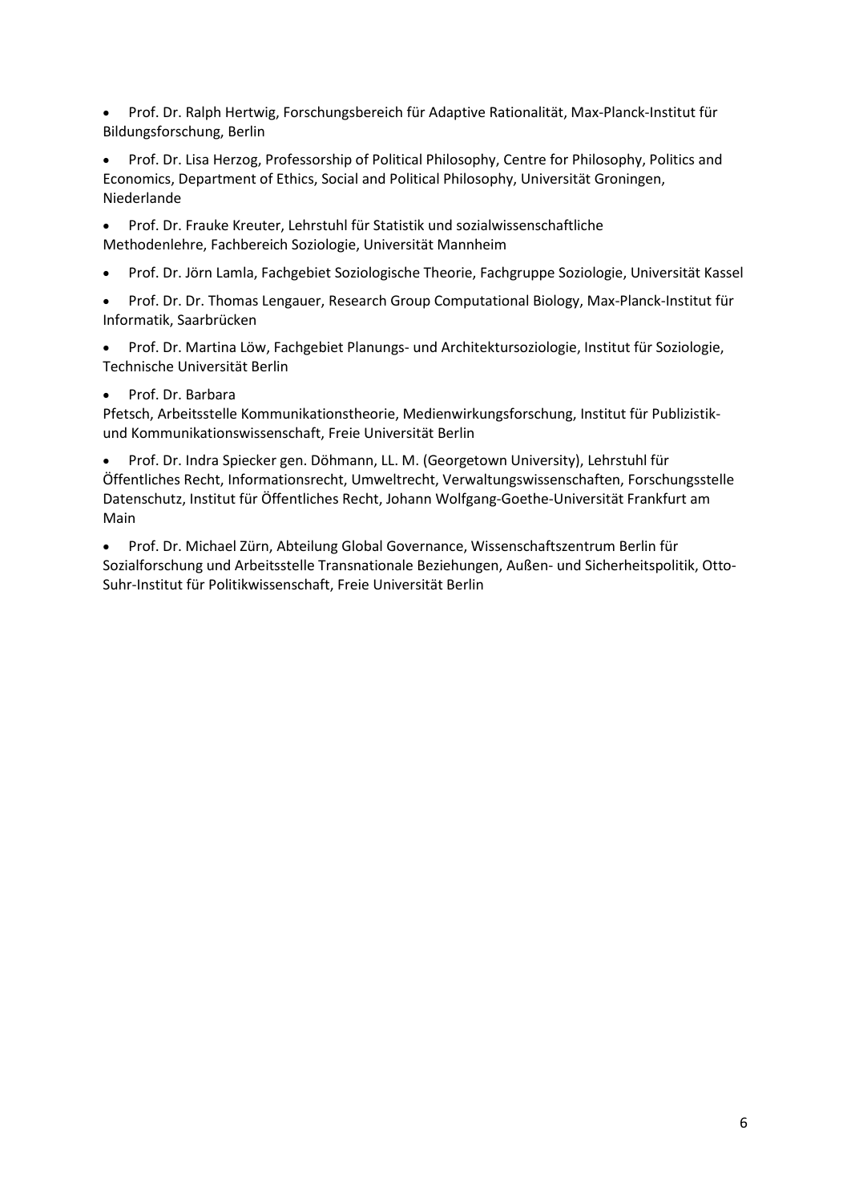- Prof. Dr. Ralph Hertwig, Forschungsbereich für Adaptive Rationalität, Max-Planck-Institut für Bildungsforschung, Berlin
- Prof. Dr. Lisa Herzog, Professorship of Political Philosophy, Centre for Philosophy, Politics and Economics, Department of Ethics, Social and Political Philosophy, Universität Groningen, Niederlande
- Prof. Dr. Frauke Kreuter, Lehrstuhl für Statistik und sozialwissenschaftliche Methodenlehre, Fachbereich Soziologie, Universität Mannheim
- Prof. Dr. Jörn Lamla, Fachgebiet Soziologische Theorie, Fachgruppe Soziologie, Universität Kassel
- Prof. Dr. Dr. Thomas Lengauer, Research Group Computational Biology, Max-Planck-Institut für Informatik, Saarbrücken
- Prof. Dr. Martina Löw, Fachgebiet Planungs- und Architektursoziologie, Institut für Soziologie, Technische Universität Berlin
- Prof. Dr. Barbara Pfetsch, Arbeitsstelle Kommunikationstheorie, Medienwirkungsforschung, Institut für Publizistik- und Kommunikationswissenschaft, Freie Universität Berlin
- Prof. Dr. Indra Spiecker gen. Döhmann, LL. M. (Georgetown University), Lehrstuhl für Öffentliches Recht, Informationsrecht, Umweltrecht, Verwaltungswissenschaften, Forschungsstelle Datenschutz, Institut für Öffentliches Recht, Johann Wolfgang-Goethe-Universität Frankfurt am Main
- Prof. Dr. Michael Zürn, Abteilung Global Governance, Wissenschaftszentrum Berlin für Sozialforschung und Arbeitsstelle Transnationale Beziehungen, Außen- und Sicherheitspolitik, Otto-Suhr-Institut für Politikwissenschaft, Freie Universität Berlin